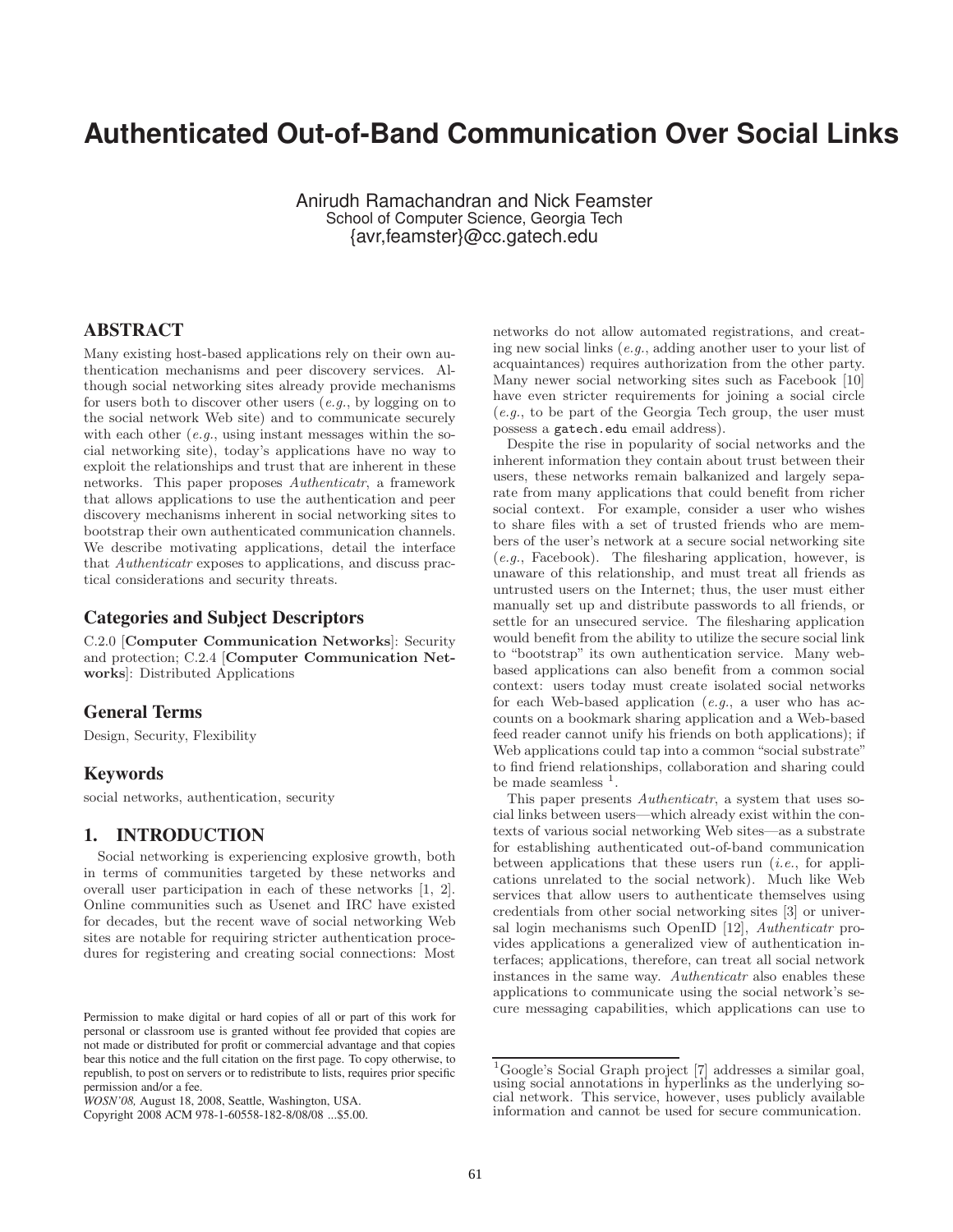# Authenticated Out-of-Band Communication Over Social Links

Anirudh Ramachandran and Nick Feamster
School of Computer Science, Georgia Tech
{avr,feamster}@cc.gatech.edu

## ABSTRACT

Many existing host-based applications rely on their own authentication mechanisms and peer discovery services. Although social networking sites already provide mechanisms for users both to discover other users (*e.g.*, by logging on to the social network Web site) and to communicate securely with each other (*e.g.*, using instant messages within the social networking site), today's applications have no way to exploit the relationships and trust that are inherent in these networks. This paper proposes *Authenticatr*, a framework that allows applications to use the authentication and peer discovery mechanisms inherent in social networking sites to bootstrap their own authenticated communication channels. We describe motivating applications, detail the interface that *Authenticatr* exposes to applications, and discuss practical considerations and security threats.

### Categories and Subject Descriptors

C.2.0 [**Computer Communication Networks**]: Security and protection; C.2.4 [**Computer Communication Networks**]: Distributed Applications

### General Terms

Design, Security, Flexibility

### Keywords

social networks, authentication, security

## 1. INTRODUCTION

Social networking is experiencing explosive growth, both in terms of communities targeted by these networks and overall user participation in each of these networks [1, 2]. Online communities such as Usenet and IRC have existed for decades, but the recent wave of social networking Web sites are notable for requiring stricter authentication procedures for registering and creating social connections: Most networks do not allow automated registrations, and creating new social links (*e.g.*, adding another user to your list of acquaintances) requires authorization from the other party. Many newer social networking sites such as Facebook [10] have even stricter requirements for joining a social circle (*e.g.*, to be part of the Georgia Tech group, the user must possess a `gatech.edu` email address).

Despite the rise in popularity of social networks and the inherent information they contain about trust between their users, these networks remain balkanized and largely separate from many applications that could benefit from richer social context. For example, consider a user who wishes to share files with a set of trusted friends who are members of the user's network at a secure social networking site (*e.g.*, Facebook). The filesharing application, however, is unaware of this relationship, and must treat all friends as untrusted users on the Internet; thus, the user must either manually set up and distribute passwords to all friends, or settle for an unsecured service. The filesharing application would benefit from the ability to utilize the secure social link to "bootstrap" its own authentication service. Many web-based applications can also benefit from a common social context: users today must create isolated social networks for each Web-based application (*e.g.*, a user who has accounts on a bookmark sharing application and a Web-based feed reader cannot unify his friends on both applications); if Web applications could tap into a common "social substrate" to find friend relationships, collaboration and sharing could be made seamless [1].

This paper presents *Authenticatr*, a system that uses social links between users—which already exist within the contexts of various social networking Web sites—as a substrate for establishing authenticated out-of-band communication between applications that these users run (*i.e.*, for applications unrelated to the social network). Much like Web services that allow users to authenticate themselves using credentials from other social networking sites [3] or universal login mechanisms such OpenID [12], *Authenticatr* provides applications a generalized view of authentication interfaces; applications, therefore, can treat all social network instances in the same way. *Authenticatr* also enables these applications to communicate using the social network's secure messaging capabilities, which applications can use to

[1] Google's Social Graph project [7] addresses a similar goal, using social annotations in hyperlinks as the underlying social network. This service, however, uses publicly available information and cannot be used for secure communication.

Permission to make digital or hard copies of all or part of this work for personal or classroom use is granted without fee provided that copies are not made or distributed for profit or commercial advantage and that copies bear this notice and the full citation on the first page. To copy otherwise, to republish, to post on servers or to redistribute to lists, requires prior specific permission and/or a fee.
*WOSN'08,* August 18, 2008, Seattle, Washington, USA.
Copyright 2008 ACM 978-1-60558-182-8/08/08 ...$5.00.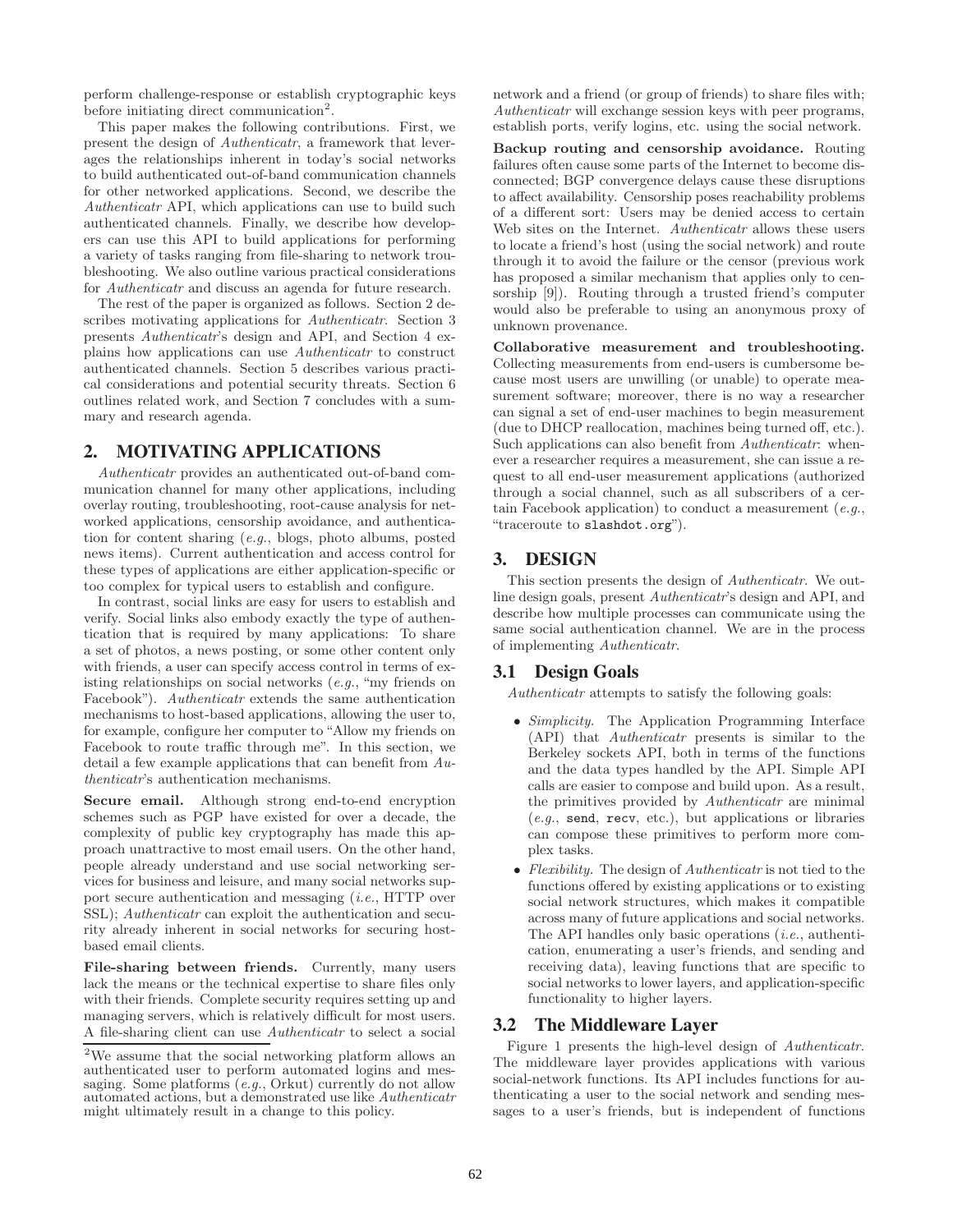perform challenge-response or establish cryptographic keys before initiating direct communication[2].

This paper makes the following contributions. First, we present the design of *Authenticatr*, a framework that leverages the relationships inherent in today's social networks to build authenticated out-of-band communication channels for other networked applications. Second, we describe the *Authenticatr* API, which applications can use to build such authenticated channels. Finally, we describe how developers can use this API to build applications for performing a variety of tasks ranging from file-sharing to network troubleshooting. We also outline various practical considerations for *Authenticatr* and discuss an agenda for future research.

The rest of the paper is organized as follows. Section 2 describes motivating applications for *Authenticatr*. Section 3 presents *Authenticatr*'s design and API, and Section 4 explains how applications can use *Authenticatr* to construct authenticated channels. Section 5 describes various practical considerations and potential security threats. Section 6 outlines related work, and Section 7 concludes with a summary and research agenda.

## 2. MOTIVATING APPLICATIONS

*Authenticatr* provides an authenticated out-of-band communication channel for many other applications, including overlay routing, troubleshooting, root-cause analysis for networked applications, censorship avoidance, and authentication for content sharing (*e.g.*, blogs, photo albums, posted news items). Current authentication and access control for these types of applications are either application-specific or too complex for typical users to establish and configure.

In contrast, social links are easy for users to establish and verify. Social links also embody exactly the type of authentication that is required by many applications: To share a set of photos, a news posting, or some other content only with friends, a user can specify access control in terms of existing relationships on social networks (*e.g.*, "my friends on Facebook"). *Authenticatr* extends the same authentication mechanisms to host-based applications, allowing the user to, for example, configure her computer to "Allow my friends on Facebook to route traffic through me". In this section, we detail a few example applications that can benefit from *Authenticatr*'s authentication mechanisms.

**Secure email.** Although strong end-to-end encryption schemes such as PGP have existed for over a decade, the complexity of public key cryptography has made this approach unattractive to most email users. On the other hand, people already understand and use social networking services for business and leisure, and many social networks support secure authentication and messaging (*i.e.*, HTTP over SSL); *Authenticatr* can exploit the authentication and security already inherent in social networks for securing host-based email clients.

**File-sharing between friends.** Currently, many users lack the means or the technical expertise to share files only with their friends. Complete security requires setting up and managing servers, which is relatively difficult for most users. A file-sharing client can use *Authenticatr* to select a social network and a friend (or group of friends) to share files with; *Authenticatr* will exchange session keys with peer programs, establish ports, verify logins, etc. using the social network.

**Backup routing and censorship avoidance.** Routing failures often cause some parts of the Internet to become disconnected; BGP convergence delays cause these disruptions to affect availability. Censorship poses reachability problems of a different sort: Users may be denied access to certain Web sites on the Internet. *Authenticatr* allows these users to locate a friend's host (using the social network) and route through it to avoid the failure or the censor (previous work has proposed a similar mechanism that applies only to censorship [9]). Routing through a trusted friend's computer would also be preferable to using an anonymous proxy of unknown provenance.

**Collaborative measurement and troubleshooting.** Collecting measurements from end-users is cumbersome because most users are unwilling (or unable) to operate measurement software; moreover, there is no way a researcher can signal a set of end-user machines to begin measurement (due to DHCP reallocation, machines being turned off, etc.). Such applications can also benefit from *Authenticatr*: whenever a researcher requires a measurement, she can issue a request to all end-user measurement applications (authorized through a social channel, such as all subscribers of a certain Facebook application) to conduct a measurement (*e.g.*, "traceroute to `slashdot.org`").

## 3. DESIGN

This section presents the design of *Authenticatr*. We outline design goals, present *Authenticatr*'s design and API, and describe how multiple processes can communicate using the same social authentication channel. We are in the process of implementing *Authenticatr*.

### 3.1 Design Goals

*Authenticatr* attempts to satisfy the following goals:

- *Simplicity.* The Application Programming Interface (API) that *Authenticatr* presents is similar to the Berkeley sockets API, both in terms of the functions and the data types handled by the API. Simple API calls are easier to compose and build upon. As a result, the primitives provided by *Authenticatr* are minimal (*e.g.*, `send`, `recv`, etc.), but applications or libraries can compose these primitives to perform more complex tasks.
- *Flexibility.* The design of *Authenticatr* is not tied to the functions offered by existing applications or to existing social network structures, which makes it compatible across many of future applications and social networks. The API handles only basic operations (*i.e.*, authentication, enumerating a user's friends, and sending and receiving data), leaving functions that are specific to social networks to lower layers, and application-specific functionality to higher layers.

### 3.2 The Middleware Layer

Figure 1 presents the high-level design of *Authenticatr*. The middleware layer provides applications with various social-network functions. Its API includes functions for authenticating a user to the social network and sending messages to a user's friends, but is independent of functions

[2]We assume that the social networking platform allows an authenticated user to perform automated logins and messaging. Some platforms (*e.g.*, Orkut) currently do not allow automated actions, but a demonstrated use like *Authenticatr* might ultimately result in a change to this policy.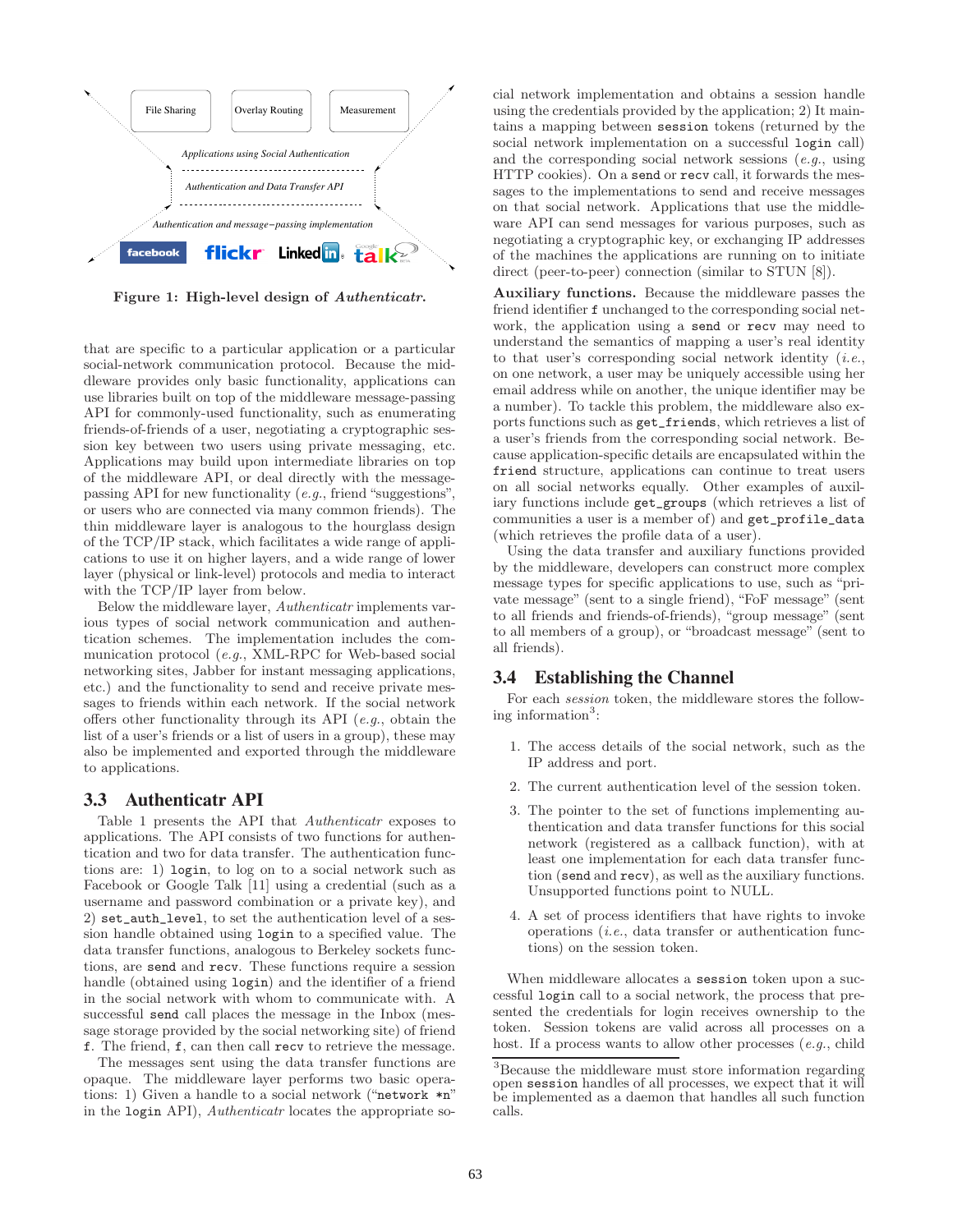File Sharing

Overlay Routing

Measurement

Applications using Social Authentication

Authentication and Data Transfer API

Authentication and message−passing implementation

facebook flickr LinkedIn talk

**Figure 1: High-level design of *Authenticatr*.**

that are specific to a particular application or a particular social-network communication protocol. Because the middleware provides only basic functionality, applications can use libraries built on top of the middleware message-passing API for commonly-used functionality, such as enumerating friends-of-friends of a user, negotiating a cryptographic session key between two users using private messaging, etc. Applications may build upon intermediate libraries on top of the middleware API, or deal directly with the message-passing API for new functionality (*e.g.*, friend "suggestions", or users who are connected via many common friends). The thin middleware layer is analogous to the hourglass design of the TCP/IP stack, which facilitates a wide range of applications to use it on higher layers, and a wide range of lower layer (physical or link-level) protocols and media to interact with the TCP/IP layer from below.

Below the middleware layer, *Authenticatr* implements various types of social network communication and authentication schemes. The implementation includes the communication protocol (*e.g.*, XML-RPC for Web-based social networking sites, Jabber for instant messaging applications, etc.) and the functionality to send and receive private messages to friends within each network. If the social network offers other functionality through its API (*e.g.*, obtain the list of a user's friends or a list of users in a group), these may also be implemented and exported through the middleware to applications.

## 3.3 Authenticatr API

Table 1 presents the API that *Authenticatr* exposes to applications. The API consists of two functions for authentication and two for data transfer. The authentication functions are: 1) `login`, to log on to a social network such as Facebook or Google Talk [11] using a credential (such as a username and password combination or a private key), and 2) `set_auth_level`, to set the authentication level of a session handle obtained using `login` to a specified value. The data transfer functions, analogous to Berkeley sockets functions, are `send` and `recv`. These functions require a session handle (obtained using `login`) and the identifier of a friend in the social network with whom to communicate with. A successful `send` call places the message in the Inbox (message storage provided by the social networking site) of friend `f`. The friend, `f`, can then call `recv` to retrieve the message.

The messages sent using the data transfer functions are opaque. The middleware layer performs two basic operations: 1) Given a handle to a social network ("`network *n`" in the `login` API), *Authenticatr* locates the appropriate social network implementation and obtains a session handle using the credentials provided by the application; 2) It maintains a mapping between `session` tokens (returned by the social network implementation on a successful `login` call) and the corresponding social network sessions (*e.g.*, using HTTP cookies). On a `send` or `recv` call, it forwards the messages to the implementations to send and receive messages on that social network. Applications that use the middleware API can send messages for various purposes, such as negotiating a cryptographic key, or exchanging IP addresses of the machines the applications are running on to initiate direct (peer-to-peer) connection (similar to STUN [8]).

**Auxiliary functions.** Because the middleware passes the friend identifier `f` unchanged to the corresponding social network, the application using a `send` or `recv` may need to understand the semantics of mapping a user's real identity to that user's corresponding social network identity (*i.e.*, on one network, a user may be uniquely accessible using her email address while on another, the unique identifier may be a number). To tackle this problem, the middleware also exports functions such as `get_friends`, which retrieves a list of a user's friends from the corresponding social network. Because application-specific details are encapsulated within the `friend` structure, applications can continue to treat users on all social networks equally. Other examples of auxiliary functions include `get_groups` (which retrieves a list of communities a user is a member of) and `get_profile_data` (which retrieves the profile data of a user).

Using the data transfer and auxiliary functions provided by the middleware, developers can construct more complex message types for specific applications to use, such as "private message" (sent to a single friend), "FoF message" (sent to all friends and friends-of-friends), "group message" (sent to all members of a group), or "broadcast message" (sent to all friends).

## 3.4 Establishing the Channel

For each *session* token, the middleware stores the following information[3]:

1. The access details of the social network, such as the IP address and port.
2. The current authentication level of the session token.
3. The pointer to the set of functions implementing authentication and data transfer functions for this social network (registered as a callback function), with at least one implementation for each data transfer function (`send` and `recv`), as well as the auxiliary functions. Unsupported functions point to NULL.
4. A set of process identifiers that have rights to invoke operations (*i.e.*, data transfer or authentication functions) on the session token.

When middleware allocates a `session` token upon a successful `login` call to a social network, the process that presented the credentials for login receives ownership to the token. Session tokens are valid across all processes on a host. If a process wants to allow other processes (*e.g.*, child

[3]Because the middleware must store information regarding open `session` handles of all processes, we expect that it will be implemented as a daemon that handles all such function calls.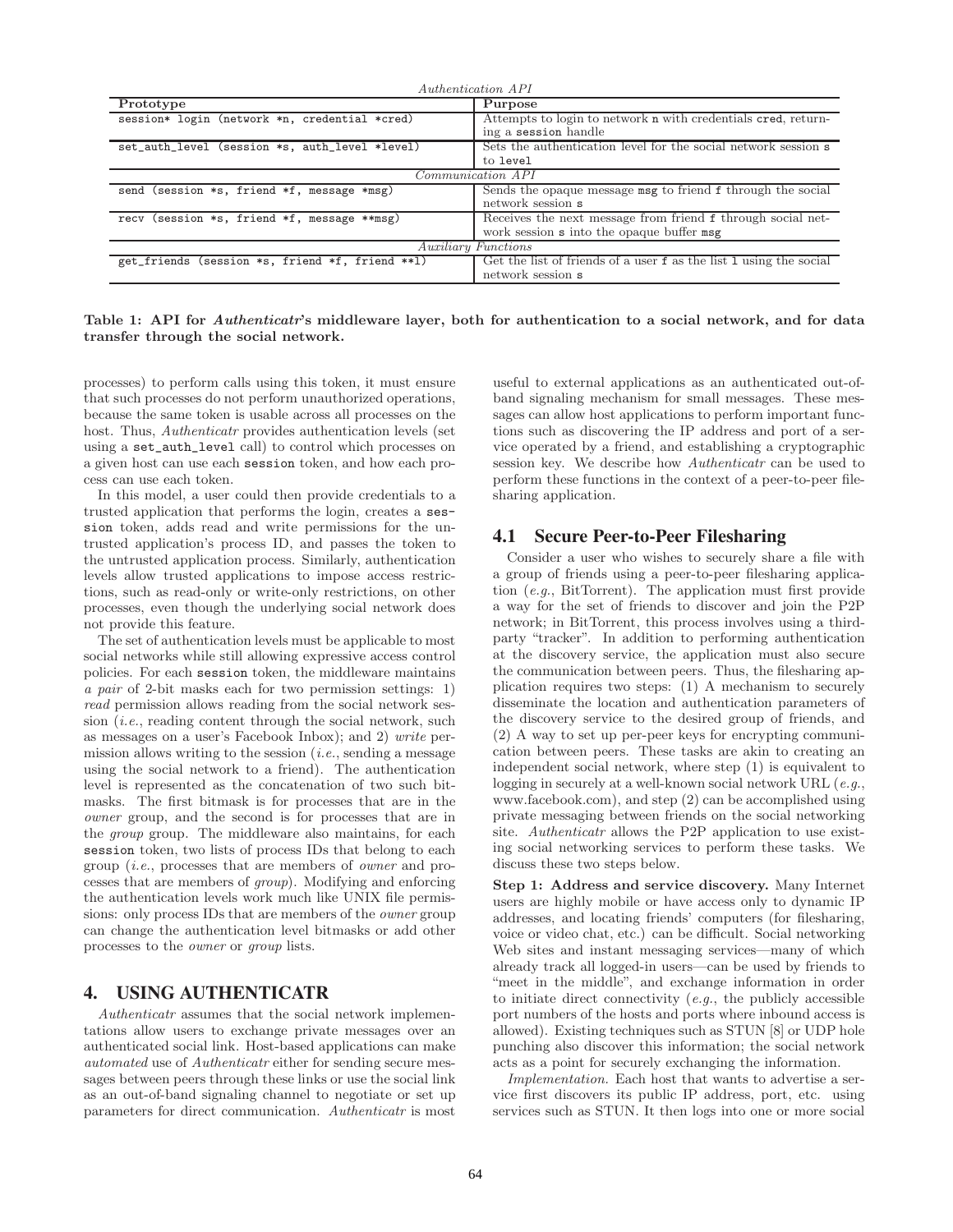| Prototype | Purpose |
| --- | --- |
| *Authentication API* | |
| `session* login (network *n, credential *cred)` | Attempts to login to network `n` with credentials `cred`, returning a `session` handle |
| `set_auth_level (session *s, auth_level *level)` | Sets the authentication level for the social network session `s` to `level` |
| *Communication API* | |
| `send (session *s, friend *f, message *msg)` | Sends the opaque message `msg` to friend `f` through the social network session `s` |
| `recv (session *s, friend *f, message **msg)` | Receives the next message from friend `f` through social network session `s` into the opaque buffer `msg` |
| *Auxiliary Functions* | |
| `get_friends (session *s, friend *f, friend **l)` | Get the list of friends of a user `f` as the list `l` using the social network session `s` |

**Table 1: API for *Authenticatr*'s middleware layer, both for authentication to a social network, and for data transfer through the social network.**

processes) to perform calls using this token, it must ensure that such processes do not perform unauthorized operations, because the same token is usable across all processes on the host. Thus, *Authenticatr* provides authentication levels (set using a `set_auth_level` call) to control which processes on a given host can use each `session` token, and how each process can use each token.

In this model, a user could then provide credentials to a trusted application that performs the login, creates a `session` token, adds read and write permissions for the untrusted application's process ID, and passes the token to the untrusted application process. Similarly, authentication levels allow trusted applications to impose access restrictions, such as read-only or write-only restrictions, on other processes, even though the underlying social network does not provide this feature.

The set of authentication levels must be applicable to most social networks while still allowing expressive access control policies. For each `session` token, the middleware maintains *a pair* of 2-bit masks each for two permission settings: 1) *read* permission allows reading from the social network session (*i.e.*, reading content through the social network, such as messages on a user's Facebook Inbox); and 2) *write* permission allows writing to the session (*i.e.*, sending a message using the social network to a friend). The authentication level is represented as the concatenation of two such bitmasks. The first bitmask is for processes that are in the *owner* group, and the second is for processes that are in the *group* group. The middleware also maintains, for each `session` token, two lists of process IDs that belong to each group (*i.e.*, processes that are members of *owner* and processes that are members of *group*). Modifying and enforcing the authentication levels work much like UNIX file permissions: only process IDs that are members of the *owner* group can change the authentication level bitmasks or add other processes to the *owner* or *group* lists.

# 4. USING AUTHENTICATR

*Authenticatr* assumes that the social network implementations allow users to exchange private messages over an authenticated social link. Host-based applications can make *automated* use of *Authenticatr* either for sending secure messages between peers through these links or use the social link as an out-of-band signaling channel to negotiate or set up parameters for direct communication. *Authenticatr* is most useful to external applications as an authenticated out-of-band signaling mechanism for small messages. These messages can allow host applications to perform important functions such as discovering the IP address and port of a service operated by a friend, and establishing a cryptographic session key. We describe how *Authenticatr* can be used to perform these functions in the context of a peer-to-peer filesharing application.

## 4.1 Secure Peer-to-Peer Filesharing

Consider a user who wishes to securely share a file with a group of friends using a peer-to-peer filesharing application (*e.g.*, BitTorrent). The application must first provide a way for the set of friends to discover and join the P2P network; in BitTorrent, this process involves using a third-party "tracker". In addition to performing authentication at the discovery service, the application must also secure the communication between peers. Thus, the filesharing application requires two steps: (1) A mechanism to securely disseminate the location and authentication parameters of the discovery service to the desired group of friends, and (2) A way to set up per-peer keys for encrypting communication between peers. These tasks are akin to creating an independent social network, where step (1) is equivalent to logging in securely at a well-known social network URL (*e.g.*, www.facebook.com), and step (2) can be accomplished using private messaging between friends on the social networking site. *Authenticatr* allows the P2P application to use existing social networking services to perform these tasks. We discuss these two steps below.

**Step 1: Address and service discovery.** Many Internet users are highly mobile or have access only to dynamic IP addresses, and locating friends' computers (for filesharing, voice or video chat, etc.) can be difficult. Social networking Web sites and instant messaging services—many of which already track all logged-in users—can be used by friends to "meet in the middle", and exchange information in order to initiate direct connectivity (*e.g.*, the publicly accessible port numbers of the hosts and ports where inbound access is allowed). Existing techniques such as STUN [8] or UDP hole punching also discover this information; the social network acts as a point for securely exchanging the information.

*Implementation.* Each host that wants to advertise a service first discovers its public IP address, port, etc. using services such as STUN. It then logs into one or more social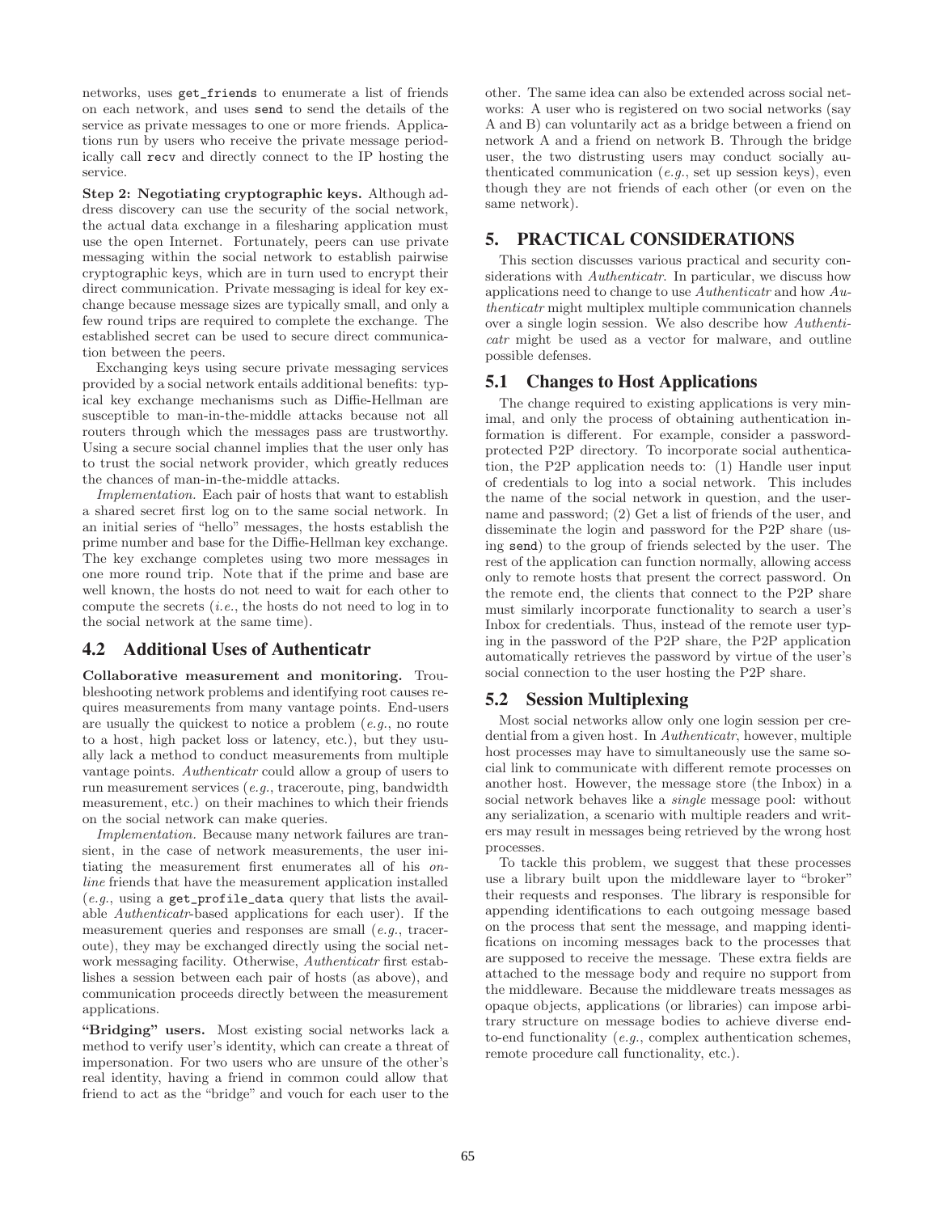networks, uses `get_friends` to enumerate a list of friends on each network, and uses `send` to send the details of the service as private messages to one or more friends. Applications run by users who receive the private message periodically call `recv` and directly connect to the IP hosting the service.

**Step 2: Negotiating cryptographic keys.** Although address discovery can use the security of the social network, the actual data exchange in a filesharing application must use the open Internet. Fortunately, peers can use private messaging within the social network to establish pairwise cryptographic keys, which are in turn used to encrypt their direct communication. Private messaging is ideal for key exchange because message sizes are typically small, and only a few round trips are required to complete the exchange. The established secret can be used to secure direct communication between the peers.

Exchanging keys using secure private messaging services provided by a social network entails additional benefits: typical key exchange mechanisms such as Diffie-Hellman are susceptible to man-in-the-middle attacks because not all routers through which the messages pass are trustworthy. Using a secure social channel implies that the user only has to trust the social network provider, which greatly reduces the chances of man-in-the-middle attacks.

*Implementation.* Each pair of hosts that want to establish a shared secret first log on to the same social network. In an initial series of "hello" messages, the hosts establish the prime number and base for the Diffie-Hellman key exchange. The key exchange completes using two more messages in one more round trip. Note that if the prime and base are well known, the hosts do not need to wait for each other to compute the secrets (*i.e.*, the hosts do not need to log in to the social network at the same time).

## 4.2 Additional Uses of Authenticatr

**Collaborative measurement and monitoring.** Troubleshooting network problems and identifying root causes requires measurements from many vantage points. End-users are usually the quickest to notice a problem (*e.g.*, no route to a host, high packet loss or latency, etc.), but they usually lack a method to conduct measurements from multiple vantage points. *Authenticatr* could allow a group of users to run measurement services (*e.g.*, traceroute, ping, bandwidth measurement, etc.) on their machines to which their friends on the social network can make queries.

*Implementation.* Because many network failures are transient, in the case of network measurements, the user initiating the measurement first enumerates all of his *online* friends that have the measurement application installed (*e.g.*, using a `get_profile_data` query that lists the available *Authenticatr*-based applications for each user). If the measurement queries and responses are small (*e.g.*, traceroute), they may be exchanged directly using the social network messaging facility. Otherwise, *Authenticatr* first establishes a session between each pair of hosts (as above), and communication proceeds directly between the measurement applications.

**"Bridging" users.** Most existing social networks lack a method to verify user's identity, which can create a threat of impersonation. For two users who are unsure of the other's real identity, having a friend in common could allow that friend to act as the "bridge" and vouch for each user to the other. The same idea can also be extended across social networks: A user who is registered on two social networks (say A and B) can voluntarily act as a bridge between a friend on network A and a friend on network B. Through the bridge user, the two distrusting users may conduct socially authenticated communication (*e.g.*, set up session keys), even though they are not friends of each other (or even on the same network).

# 5. PRACTICAL CONSIDERATIONS

This section discusses various practical and security considerations with *Authenticatr*. In particular, we discuss how applications need to change to use *Authenticatr* and how *Authenticatr* might multiplex multiple communication channels over a single login session. We also describe how *Authenticatr* might be used as a vector for malware, and outline possible defenses.

## 5.1 Changes to Host Applications

The change required to existing applications is very minimal, and only the process of obtaining authentication information is different. For example, consider a password-protected P2P directory. To incorporate social authentication, the P2P application needs to: (1) Handle user input of credentials to log into a social network. This includes the name of the social network in question, and the username and password; (2) Get a list of friends of the user, and disseminate the login and password for the P2P share (using `send`) to the group of friends selected by the user. The rest of the application can function normally, allowing access only to remote hosts that present the correct password. On the remote end, the clients that connect to the P2P share must similarly incorporate functionality to search a user's Inbox for credentials. Thus, instead of the remote user typing in the password of the P2P share, the P2P application automatically retrieves the password by virtue of the user's social connection to the user hosting the P2P share.

## 5.2 Session Multiplexing

Most social networks allow only one login session per credential from a given host. In *Authenticatr*, however, multiple host processes may have to simultaneously use the same social link to communicate with different remote processes on another host. However, the message store (the Inbox) in a social network behaves like a *single* message pool: without any serialization, a scenario with multiple readers and writers may result in messages being retrieved by the wrong host processes.

To tackle this problem, we suggest that these processes use a library built upon the middleware layer to "broker" their requests and responses. The library is responsible for appending identifications to each outgoing message based on the process that sent the message, and mapping identifications on incoming messages back to the processes that are supposed to receive the message. These extra fields are attached to the message body and require no support from the middleware. Because the middleware treats messages as opaque objects, applications (or libraries) can impose arbitrary structure on message bodies to achieve diverse end-to-end functionality (*e.g.*, complex authentication schemes, remote procedure call functionality, etc.).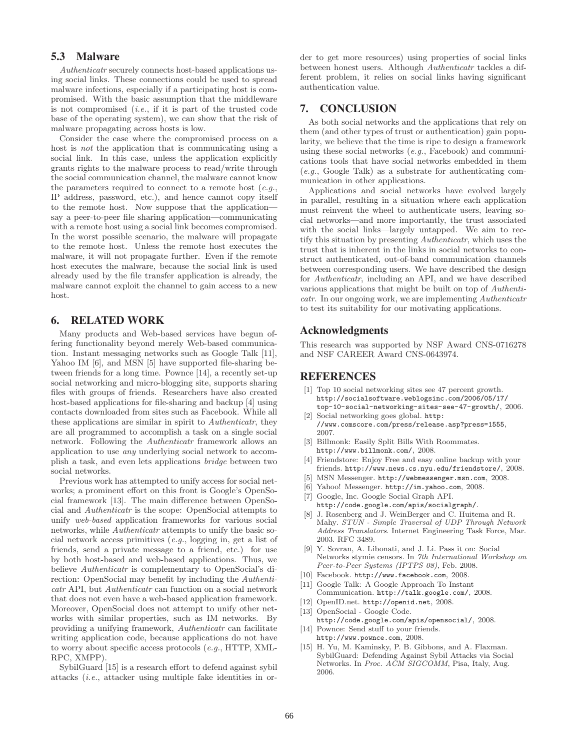## 5.3 Malware

*Authenticatr* securely connects host-based applications using social links. These connections could be used to spread malware infections, especially if a participating host is compromised. With the basic assumption that the middleware is not compromised (*i.e.*, if it is part of the trusted code base of the operating system), we can show that the risk of malware propagating across hosts is low.

Consider the case where the compromised process on a host is *not* the application that is communicating using a social link. In this case, unless the application explicitly grants rights to the malware process to read/write through the social communication channel, the malware cannot know the parameters required to connect to a remote host (*e.g.*, IP address, password, etc.), and hence cannot copy itself to the remote host. Now suppose that the application—say a peer-to-peer file sharing application—communicating with a remote host using a social link becomes compromised. In the worst possible scenario, the malware will propagate to the remote host. Unless the remote host executes the malware, it will not propagate further. Even if the remote host executes the malware, because the social link is used already used by the file transfer application is already, the malware cannot exploit the channel to gain access to a new host.

# 6. RELATED WORK

Many products and Web-based services have begun offering functionality beyond merely Web-based communication. Instant messaging networks such as Google Talk [11], Yahoo IM [6], and MSN [5] have supported file-sharing between friends for a long time. Pownce [14], a recently set-up social networking and micro-blogging site, supports sharing files with groups of friends. Researchers have also created host-based applications for file-sharing and backup [4] using contacts downloaded from sites such as Facebook. While all these applications are similar in spirit to *Authenticatr*, they are all programmed to accomplish a task on a single social network. Following the *Authenticatr* framework allows an application to use *any* underlying social network to accomplish a task, and even lets applications *bridge* between two social networks.

Previous work has attempted to unify access for social networks; a prominent effort on this front is Google's OpenSocial framework [13]. The main difference between OpenSocial and *Authenticatr* is the scope: OpenSocial attempts to unify *web-based* application frameworks for various social networks, while *Authenticatr* attempts to unify the basic social network access primitives (*e.g.*, logging in, get a list of friends, send a private message to a friend, etc.) for use by both host-based and web-based applications. Thus, we believe *Authenticatr* is complementary to OpenSocial's direction: OpenSocial may benefit by including the *Authenticatr* API, but *Authenticatr* can function on a social network that does not even have a web-based application framework. Moreover, OpenSocial does not attempt to unify other networks with similar properties, such as IM networks. By providing a unifying framework, *Authenticatr* can facilitate writing application code, because applications do not have to worry about specific access protocols (*e.g.*, HTTP, XML-RPC, XMPP).

SybilGuard [15] is a research effort to defend against sybil attacks (*i.e.*, attacker using multiple fake identities in order to get more resources) using properties of social links between honest users. Although *Authenticatr* tackles a different problem, it relies on social links having significant authentication value.

# 7. CONCLUSION

As both social networks and the applications that rely on them (and other types of trust or authentication) gain popularity, we believe that the time is ripe to design a framework using these social networks (*e.g.*, Facebook) and communications tools that have social networks embedded in them (*e.g.*, Google Talk) as a substrate for authenticating communication in other applications.

Applications and social networks have evolved largely in parallel, resulting in a situation where each application must reinvent the wheel to authenticate users, leaving social networks—and more importantly, the trust associated with the social links—largely untapped. We aim to rectify this situation by presenting *Authenticatr*, which uses the trust that is inherent in the links in social networks to construct authenticated, out-of-band communication channels between corresponding users. We have described the design for *Authenticatr*, including an API, and we have described various applications that might be built on top of *Authenticatr*. In our ongoing work, we are implementing *Authenticatr* to test its suitability for our motivating applications.

## Acknowledgments

This research was supported by NSF Award CNS-0716278 and NSF CAREER Award CNS-0643974.

# REFERENCES

[1] Top 10 social networking sites see 47 percent growth. http://socialsoftware.weblogsinc.com/2006/05/17/top-10-social-networking-sites-see-47-growth/, 2006.

[2] Social networking goes global. http://www.comscore.com/press/release.asp?press=1555, 2007.

[3] Billmonk: Easily Split Bills With Roommates. http://www.billmonk.com/, 2008.

[4] Friendstore: Enjoy Free and easy online backup with your friends. http://www.news.cs.nyu.edu/friendstore/, 2008.

[5] MSN Messenger. http://webmessenger.msn.com, 2008.

[6] Yahoo! Messenger. http://im.yahoo.com, 2008.

[7] Google, Inc. Google Social Graph API. http://code.google.com/apis/socialgraph/.

[8] J. Rosenberg and J. WeinBerger and C. Huitema and R. Mahy. *STUN - Simple Traversal of UDP Through Network Address Translators*. Internet Engineering Task Force, Mar. 2003. RFC 3489.

[9] Y. Sovran, A. Libonati, and J. Li. Pass it on: Social Networks stymie censors. In *7th International Workshop on Peer-to-Peer Systems (IPTPS 08)*, Feb. 2008.

[10] Facebook. http://www.facebook.com, 2008.

[11] Google Talk: A Google Approach To Instant Communication. http://talk.google.com/, 2008.

[12] OpenID.net. http://openid.net, 2008.

[13] OpenSocial - Google Code. http://code.google.com/apis/opensocial/, 2008.

[14] Pownce: Send stuff to your friends. http://www.pownce.com, 2008.

[15] H. Yu, M. Kaminsky, P. B. Gibbons, and A. Flaxman. SybilGuard: Defending Against Sybil Attacks via Social Networks. In *Proc. ACM SIGCOMM*, Pisa, Italy, Aug. 2006.